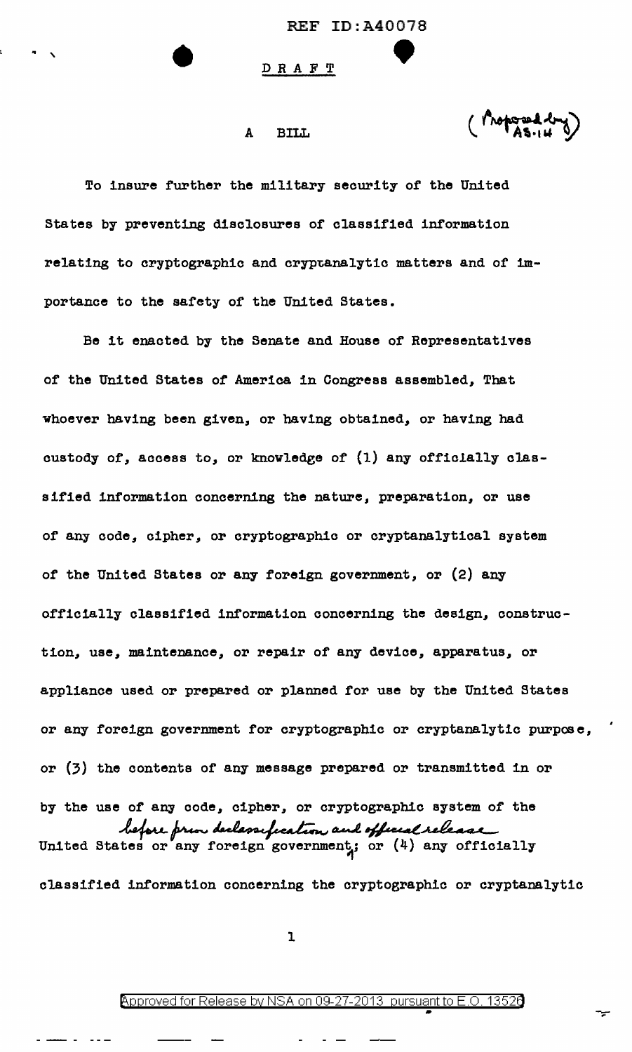REF ID:A40078

DRAFT

A BILL

(Proposed by AS-14)

To insure further the military security of the United States by preventing disclosures of classified information relating to cryptographic and cryptanalytic matters and of importance to the safety of the United States.

Be it enacted by the Senate and House of Representatives of the United States of America in Congress assembled, That whoever having been given, or having obtained, or having had custody of, access to, or knowledge of (1) any officially classified information concerning the nature, preparation, or use of any code, cipher, or cryptographic or cryptanalytical system of the United States or any foreign government, or (2) any officially classified information concerning the design, construction, use, maintenance, or repair of any device, apparatus, or appliance used or prepared or planned for use by the United States or any foreign government for cryptographic or cryptanalytic purpose, or (3) the contents of any message prepared or transmitted in or by the use of any code, cipher, or cryptographic system of the United States or any foreign government before prior declassification and official release; or (4) any officially classified information concerning the cryptographic or cryptanalytic

Approved for Release by NSA on 09-27-2013 pursuant to E.O. 13526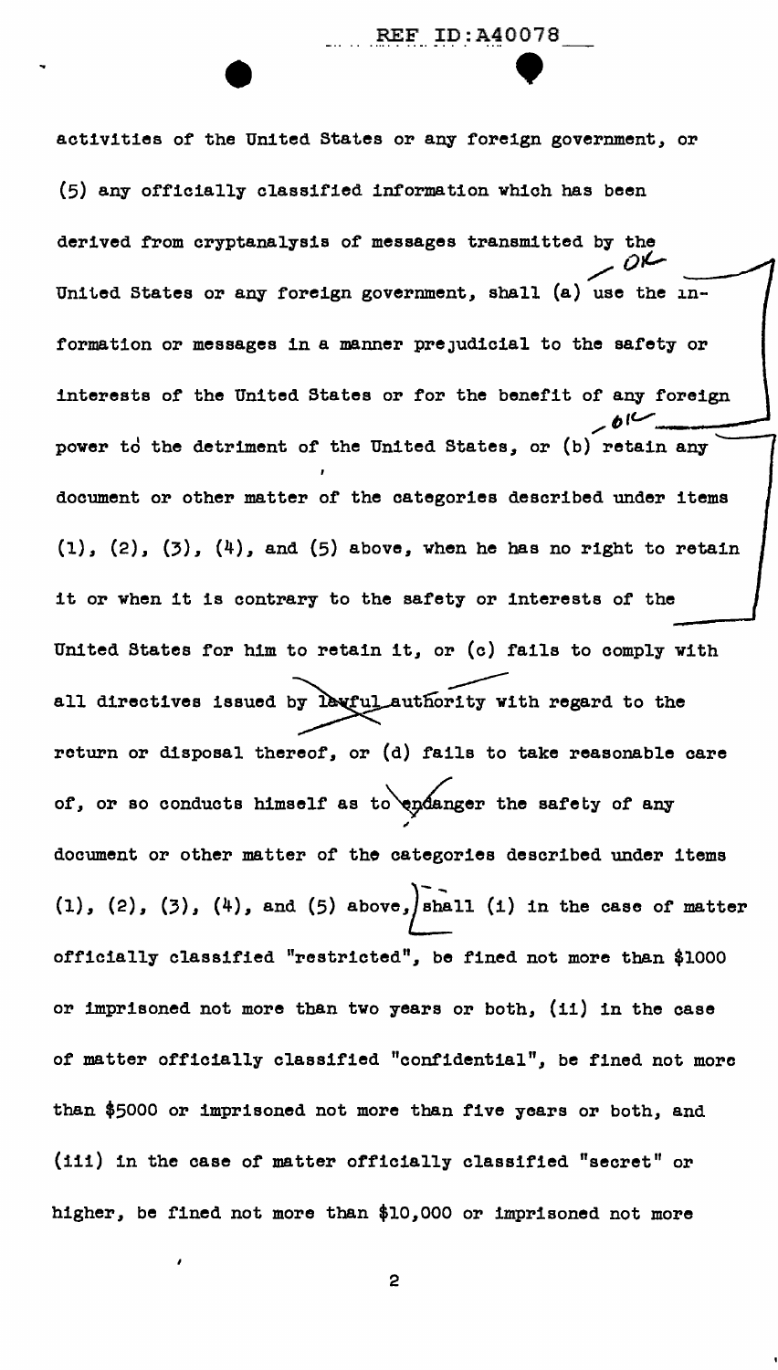activities of the United States or any foreign government, or (5) any officially classified information which has been derived from cryptanalysis of messages transmitted by the United States or any foreign government, shall (a) use the information or messages in a manner prejudicial to the safety or interests of the United States or for the benefit of any foreign power to the detriment of the United States, or (b) retain any document or other matter of the categories described under items (1), (2), (3), (4), and (5) above, when he has no right to retain it or when it is contrary to the safety or interests of the United States for him to retain it, or (c) fails to comply with all directives issued by lawful authority with regard to the return or disposal thereof, or (d) fails to take reasonable care of, or so conducts himself as to endanger the safety of any document or other matter of the categories described under items (1), (2), (3), (4), and (5) above, shall (i) in the case of matter officially classified "restricted", be fined not more than $1000 or imprisoned not more than two years or both, (ii) in the case of matter officially classified "confidential", be fined not more than $5000 or imprisoned not more than five years or both, and (iii) in the case of matter officially classified "secret" or higher, be fined not more than $10,000 or imprisoned not more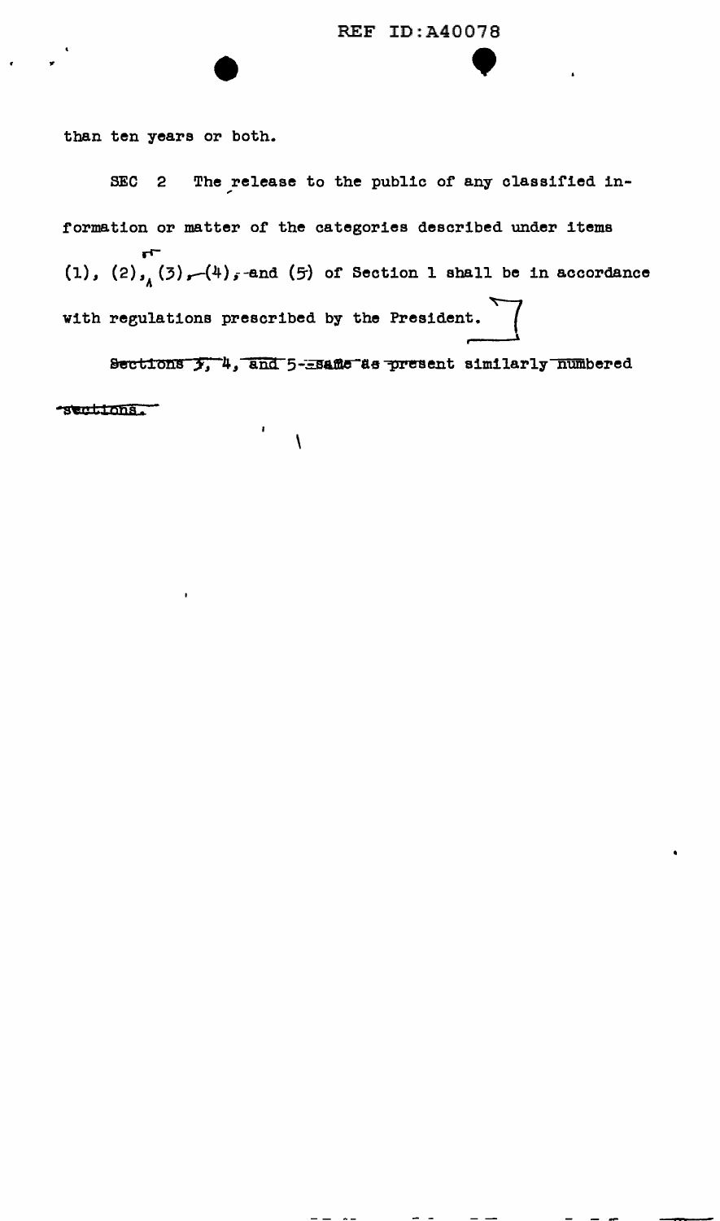than ten years or both.

SEC 2 The release to the public of any classified information or matter of the categories described under items (1), (2), (3), (4), and (5) of Section 1 shall be in accordance with regulations prescribed by the President.

~~Sections 3, 4, and 5--same as present similarly numbered sections.~~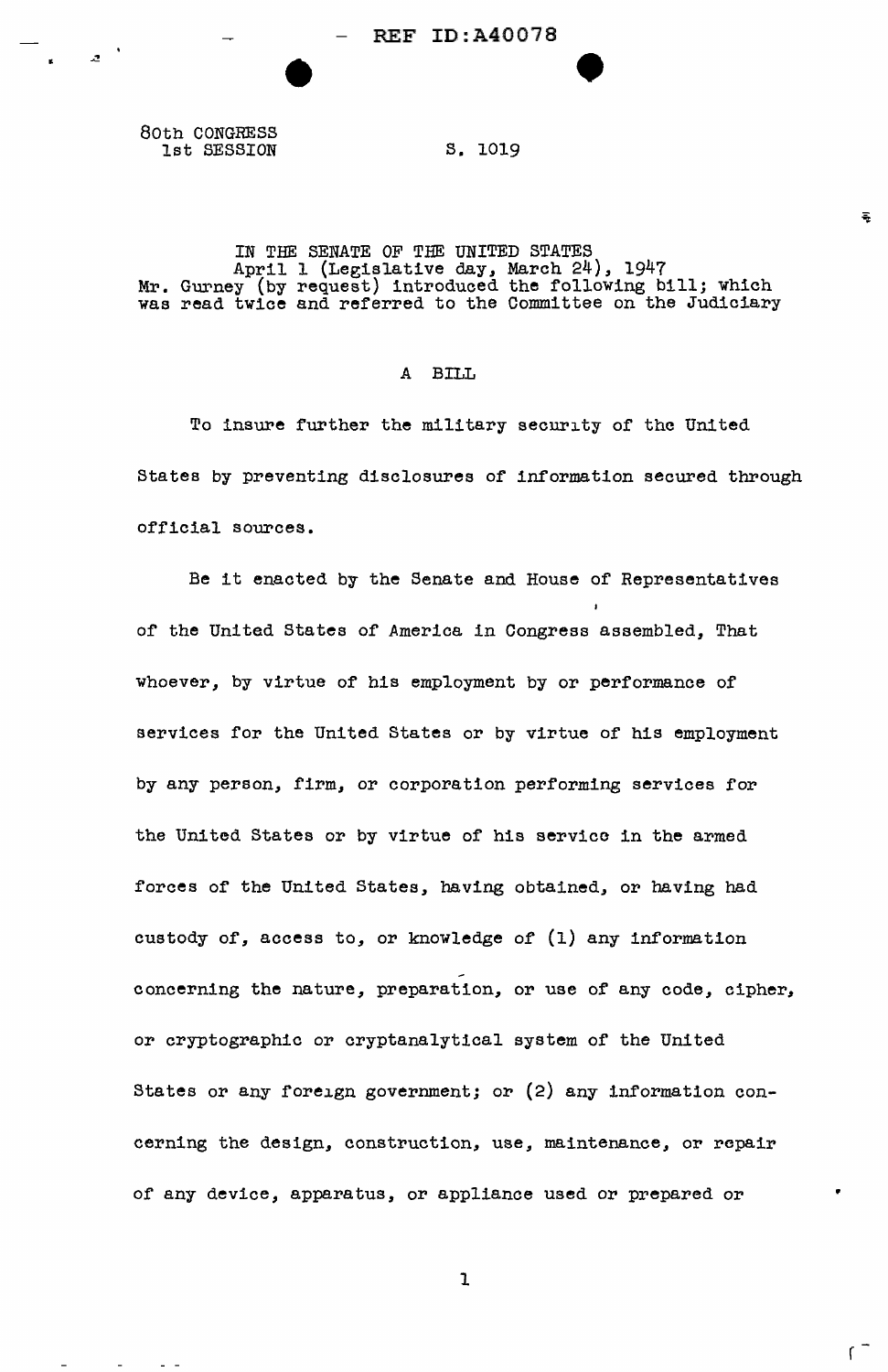80th CONGRESS
1st SESSION

S. 1019

IN THE SENATE OF THE UNITED STATES
April 1 (Legislative day, March 24), 1947
Mr. Gurney (by request) introduced the following bill; which was read twice and referred to the Committee on the Judiciary

# A BILL

To insure further the military security of the United States by preventing disclosures of information secured through official sources.

Be it enacted by the Senate and House of Representatives of the United States of America in Congress assembled, That whoever, by virtue of his employment by or performance of services for the United States or by virtue of his employment by any person, firm, or corporation performing services for the United States or by virtue of his service in the armed forces of the United States, having obtained, or having had custody of, access to, or knowledge of (1) any information concerning the nature, preparation, or use of any code, cipher, or cryptographic or cryptanalytical system of the United States or any foreign government; or (2) any information concerning the design, construction, use, maintenance, or repair of any device, apparatus, or appliance used or prepared or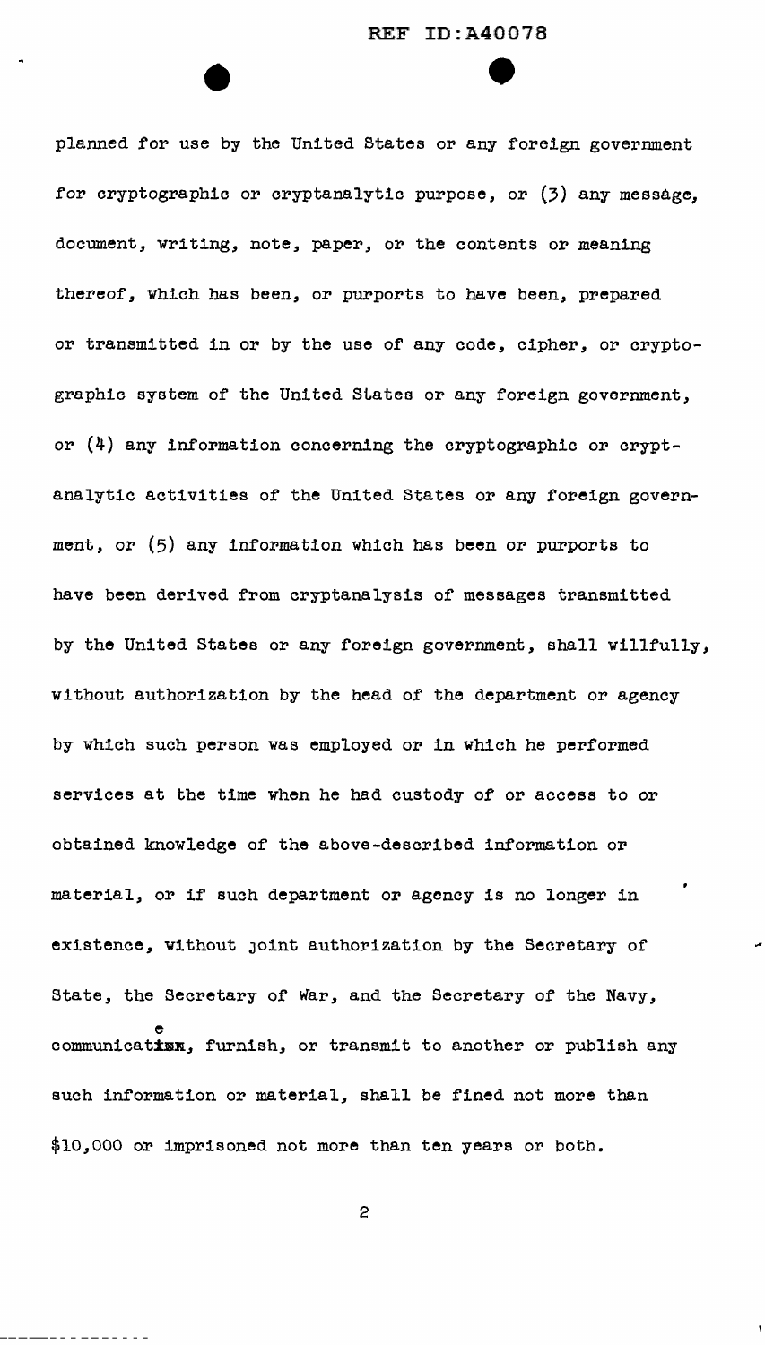planned for use by the United States or any foreign government for cryptographic or cryptanalytic purpose, or (3) any message, document, writing, note, paper, or the contents or meaning thereof, which has been, or purports to have been, prepared or transmitted in or by the use of any code, cipher, or cryptographic system of the United States or any foreign government, or (4) any information concerning the cryptographic or cryptanalytic activities of the United States or any foreign government, or (5) any information which has been or purports to have been derived from cryptanalysis of messages transmitted by the United States or any foreign government, shall willfully, without authorization by the head of the department or agency by which such person was employed or in which he performed services at the time when he had custody of or access to or obtained knowledge of the above-described information or material, or if such department or agency is no longer in existence, without joint authorization by the Secretary of State, the Secretary of War, and the Secretary of the Navy, communicate, furnish, or transmit to another or publish any such information or material, shall be fined not more than $10,000 or imprisoned not more than ten years or both.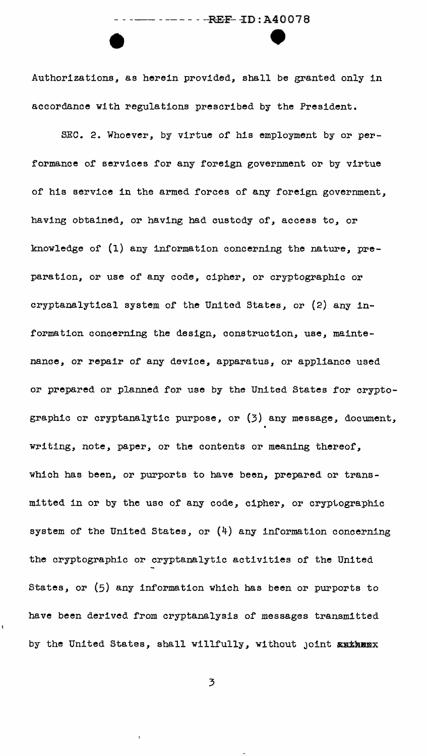Authorizations, as herein provided, shall be granted only in accordance with regulations prescribed by the President.

SEC. 2. Whoever, by virtue of his employment by or performance of services for any foreign government or by virtue of his service in the armed forces of any foreign government, having obtained, or having had custody of, access to, or knowledge of (1) any information concerning the nature, preparation, or use of any code, cipher, or cryptographic or cryptanalytical system of the United States, or (2) any information concerning the design, construction, use, maintenance, or repair of any device, apparatus, or appliance used or prepared or planned for use by the United States for cryptographic or cryptanalytic purpose, or (3) any message, document, writing, note, paper, or the contents or meaning thereof, which has been, or purports to have been, prepared or transmitted in or by the use of any code, cipher, or cryptographic system of the United States, or (4) any information concerning the cryptographic or cryptanalytic activities of the United States, or (5) any information which has been or purports to have been derived from cryptanalysis of messages transmitted by the United States, shall willfully, without joint ~~authex~~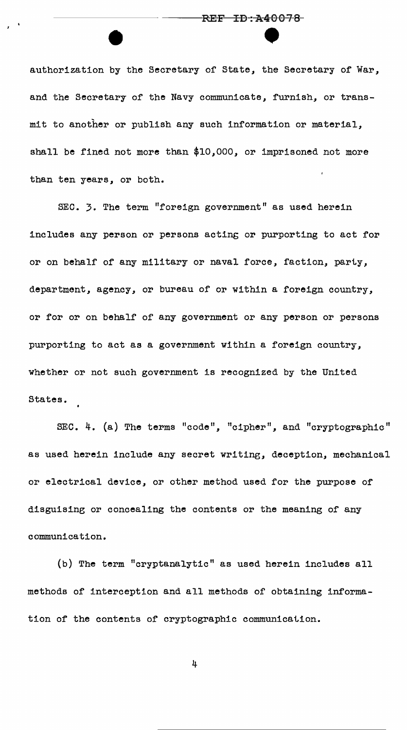authorization by the Secretary of State, the Secretary of War, and the Secretary of the Navy communicate, furnish, or transmit to another or publish any such information or material, shall be fined not more than $10,000, or imprisoned not more than ten years, or both.

SEC. 3. The term "foreign government" as used herein includes any person or persons acting or purporting to act for or on behalf of any military or naval force, faction, party, department, agency, or bureau of or within a foreign country, or for or on behalf of any government or any person or persons purporting to act as a government within a foreign country, whether or not such government is recognized by the United States.

SEC. 4. (a) The terms "code", "cipher", and "cryptographic" as used herein include any secret writing, deception, mechanical or electrical device, or other method used for the purpose of disguising or concealing the contents or the meaning of any communication.

(b) The term "cryptanalytic" as used herein includes all methods of interception and all methods of obtaining information of the contents of cryptographic communication.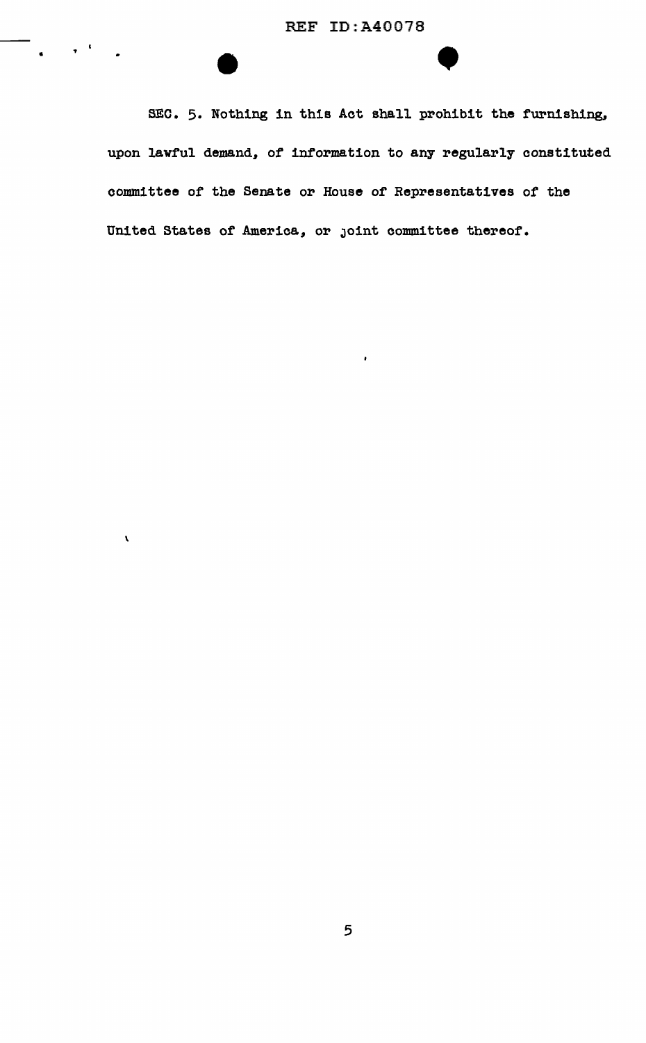SEC. 5. Nothing in this Act shall prohibit the furnishing, upon lawful demand, of information to any regularly constituted committee of the Senate or House of Representatives of the United States of America, or joint committee thereof.